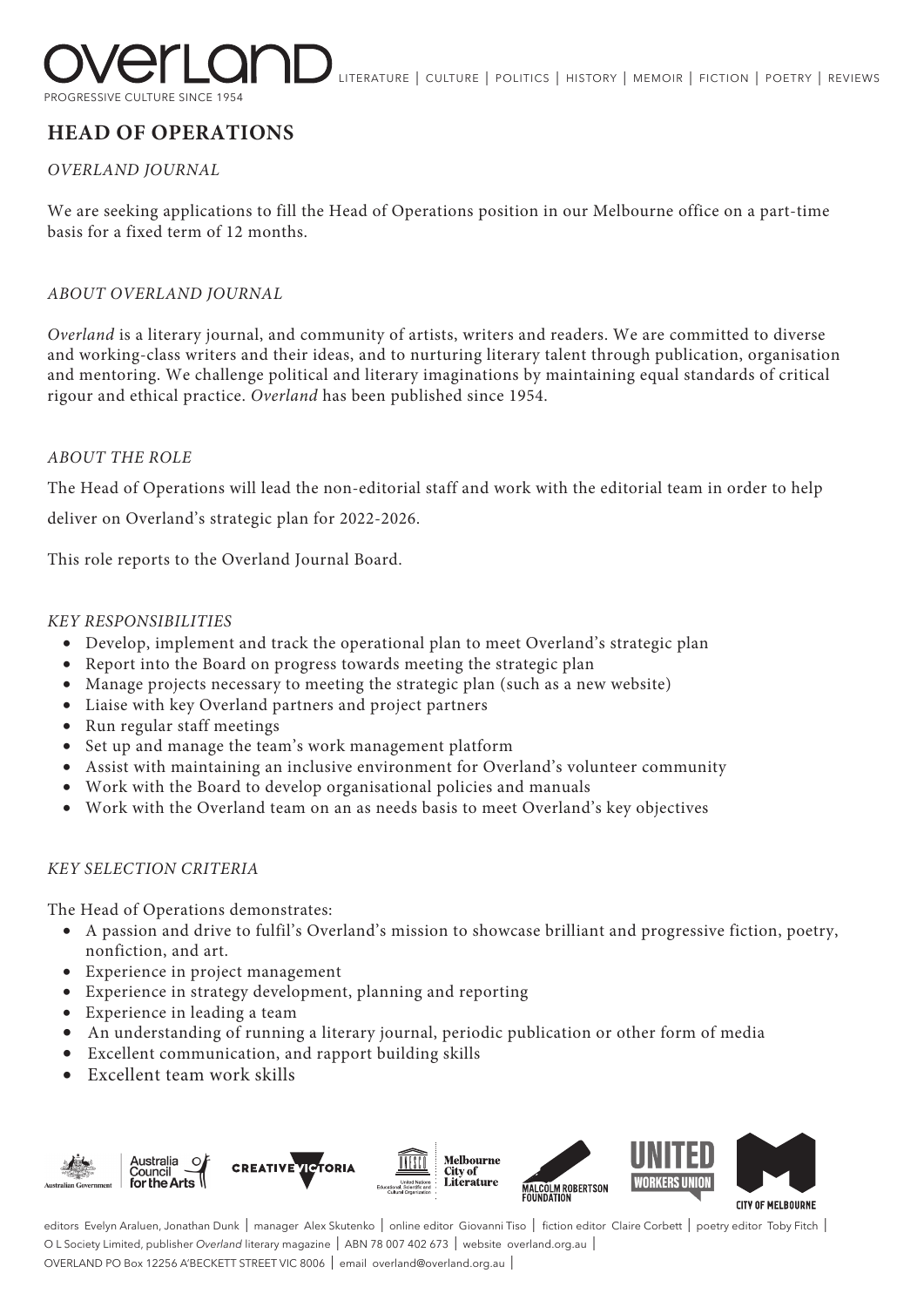overland

PROGRESSIVE CULTURE SINCE 1954

LITERATURE | CULTURE | POLITICS | HISTORY | MEMOIR | FICTION | POETRY | REVIEWS

# HEAD OF OPERATIONS

*OVERLAND JOURNAL*

We are seeking applications to fill the Head of Operations position in our Melbourne office on a part-time basis for a fixed term of 12 months.

*ABOUT OVERLAND JOURNAL*

*Overland* is a literary journal, and community of artists, writers and readers. We are committed to diverse and working-class writers and their ideas, and to nurturing literary talent through publication, organisation and mentoring. We challenge political and literary imaginations by maintaining equal standards of critical rigour and ethical practice. *Overland* has been published since 1954.

*ABOUT THE ROLE*

The Head of Operations will lead the non-editorial staff and work with the editorial team in order to help deliver on Overland's strategic plan for 2022-2026.

This role reports to the Overland Journal Board.

*KEY RESPONSIBILITIES*

- Develop, implement and track the operational plan to meet Overland's strategic plan
- Report into the Board on progress towards meeting the strategic plan
- Manage projects necessary to meeting the strategic plan (such as a new website)
- Liaise with key Overland partners and project partners
- Run regular staff meetings
- Set up and manage the team's work management platform
- Assist with maintaining an inclusive environment for Overland's volunteer community
- Work with the Board to develop organisational policies and manuals
- Work with the Overland team on an as needs basis to meet Overland's key objectives

*KEY SELECTION CRITERIA*

The Head of Operations demonstrates:

- A passion and drive to fulfil's Overland's mission to showcase brilliant and progressive fiction, poetry, nonfiction, and art.
- Experience in project management
- Experience in strategy development, planning and reporting
- Experience in leading a team
- An understanding of running a literary journal, periodic publication or other form of media
- Excellent communication, and rapport building skills
- Excellent team work skills

Australian Government | Australia Council for the Arts | CREATIVE VICTORIA | UNESCO Melbourne City of Literature | MALCOLM ROBERTSON FOUNDATION | UNITED WORKERS UNION | CITY OF MELBOURNE

editors Evelyn Araluen, Jonathan Dunk | manager Alex Skutenko | online editor Giovanni Tiso | fiction editor Claire Corbett | poetry editor Toby Fitch |
O L Society Limited, publisher *Overland* literary magazine | ABN 78 007 402 673 | website overland.org.au |
OVERLAND PO Box 12256 A'BECKETT STREET VIC 8006 | email overland@overland.org.au |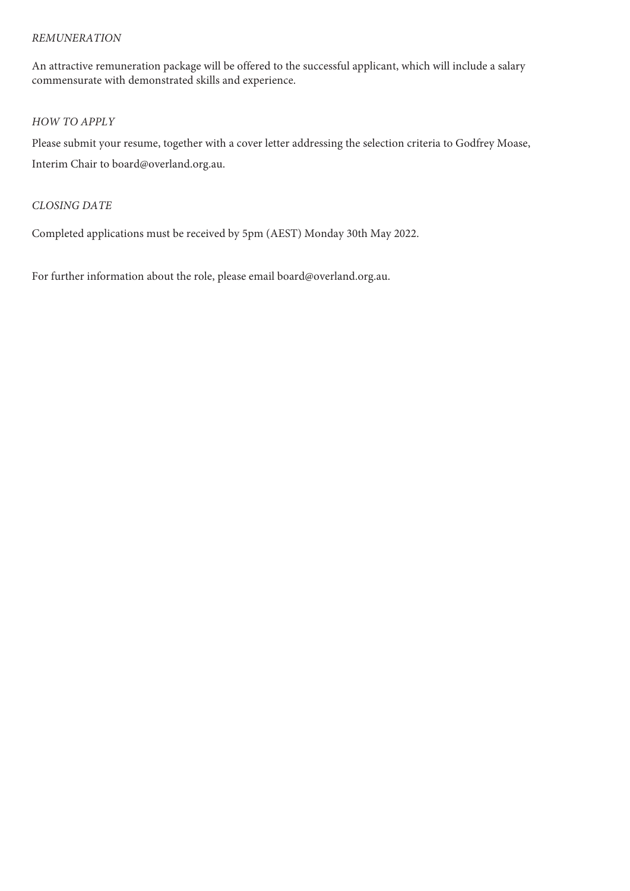*REMUNERATION*

An attractive remuneration package will be offered to the successful applicant, which will include a salary commensurate with demonstrated skills and experience.

*HOW TO APPLY*

Please submit your resume, together with a cover letter addressing the selection criteria to Godfrey Moase, Interim Chair to board@overland.org.au.

*CLOSING DATE*

Completed applications must be received by 5pm (AEST) Monday 30th May 2022.

For further information about the role, please email board@overland.org.au.